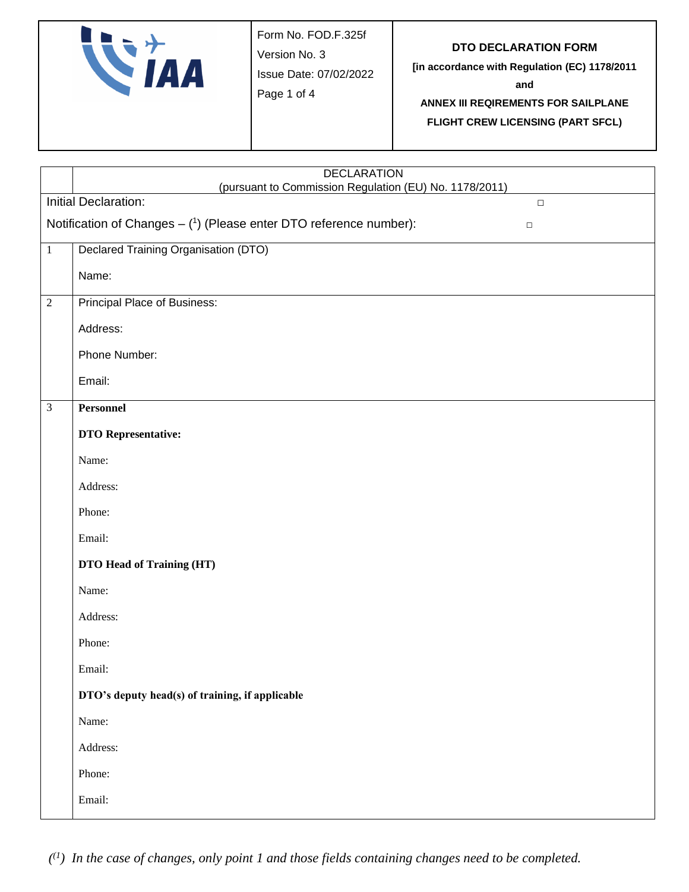| IAA | Form No. FOD.F.325f<br>Version No. 3<br>Issue Date: 07/02/2022 | **DTO DECLARATION FORM**<br>**[in accordance with Regulation (EC) 1178/2011**<br>**and**<br>**ANNEX III REQIREMENTS FOR SAILPLANE FLIGHT CREW LICENSING (PART SFCL)** |
|---|---|---|

| | DECLARATION<br>(pursuant to Commission Regulation (EU) No. 1178/2011) |
|---|---|
| Initial Declaration: ☐ | |
| Notification of Changes – ([1]) (Please enter DTO reference number): ☐ | |
| 1 | Declared Training Organisation (DTO)<br><br>Name: |
| 2 | Principal Place of Business:<br><br>Address:<br><br>Phone Number:<br><br>Email: |
| 3 | **Personnel**<br><br>**DTO Representative:**<br><br>Name:<br><br>Address:<br><br>Phone:<br><br>Email:<br><br>**DTO Head of Training (HT)**<br><br>Name:<br><br>Address:<br><br>Phone:<br><br>Email:<br><br>**DTO's deputy head(s) of training, if applicable**<br><br>Name:<br><br>Address:<br><br>Phone:<br><br>Email: |

*([1]) In the case of changes, only point 1 and those fields containing changes need to be completed.*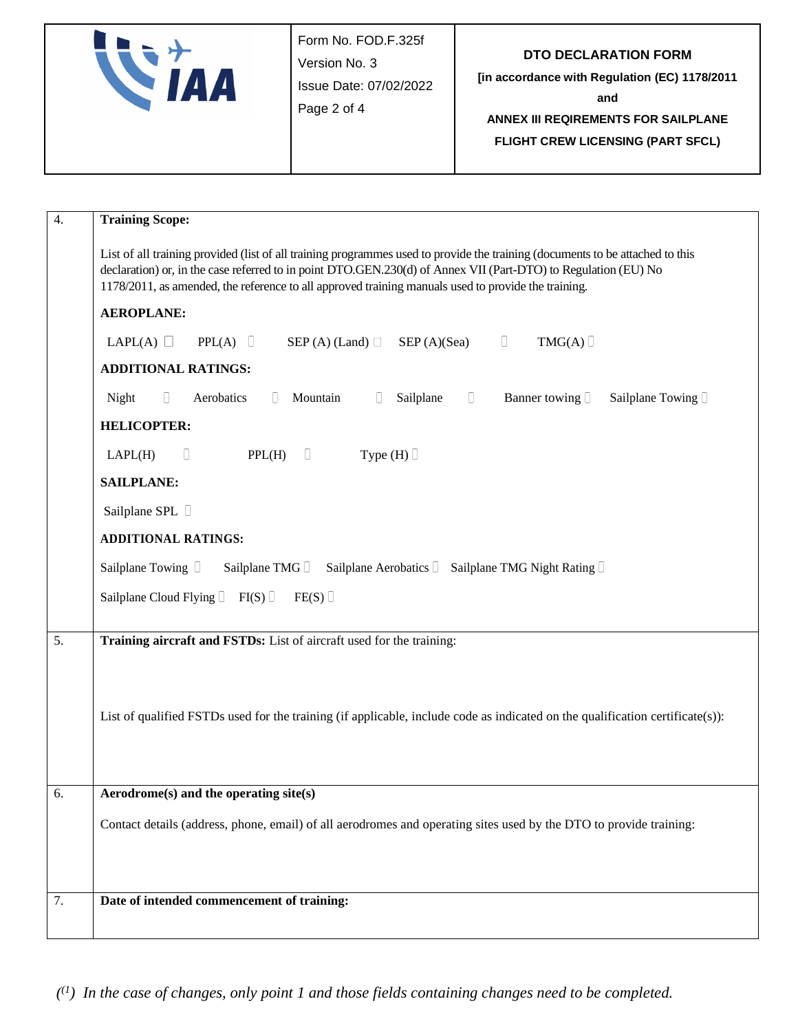| | |
|---|---|
| 4. | **Training Scope:**<br><br>List of all training provided (list of all training programmes used to provide the training (documents to be attached to this declaration) or, in the case referred to in point DTO.GEN.230(d) of Annex VII (Part-DTO) to Regulation (EU) No 1178/2011, as amended, the reference to all approved training manuals used to provide the training.<br><br>**AEROPLANE:**<br><br>LAPL(A) ☐ PPL(A) ☐ SEP (A) (Land) ☐ SEP (A)(Sea) ☐ TMG(A) ☐<br><br>**ADDITIONAL RATINGS:**<br><br>Night ☐ Aerobatics ☐ Mountain ☐ Sailplane ☐ Banner towing ☐ Sailplane Towing ☐<br><br>**HELICOPTER:**<br><br>LAPL(H) ☐ PPL(H) ☐ Type (H) ☐<br><br>**SAILPLANE:**<br><br>Sailplane SPL ☐<br><br>**ADDITIONAL RATINGS:**<br><br>Sailplane Towing ☐ Sailplane TMG ☐ Sailplane Aerobatics ☐ Sailplane TMG Night Rating ☐<br><br>Sailplane Cloud Flying ☐ FI(S) ☐ FE(S) ☐ |
| 5. | **Training aircraft and FSTDs:** List of aircraft used for the training:<br><br>List of qualified FSTDs used for the training (if applicable, include code as indicated on the qualification certificate(s)): |
| 6. | **Aerodrome(s) and the operating site(s)**<br><br>Contact details (address, phone, email) of all aerodromes and operating sites used by the DTO to provide training: |
| 7. | **Date of intended commencement of training:** |

*([1]) In the case of changes, only point 1 and those fields containing changes need to be completed.*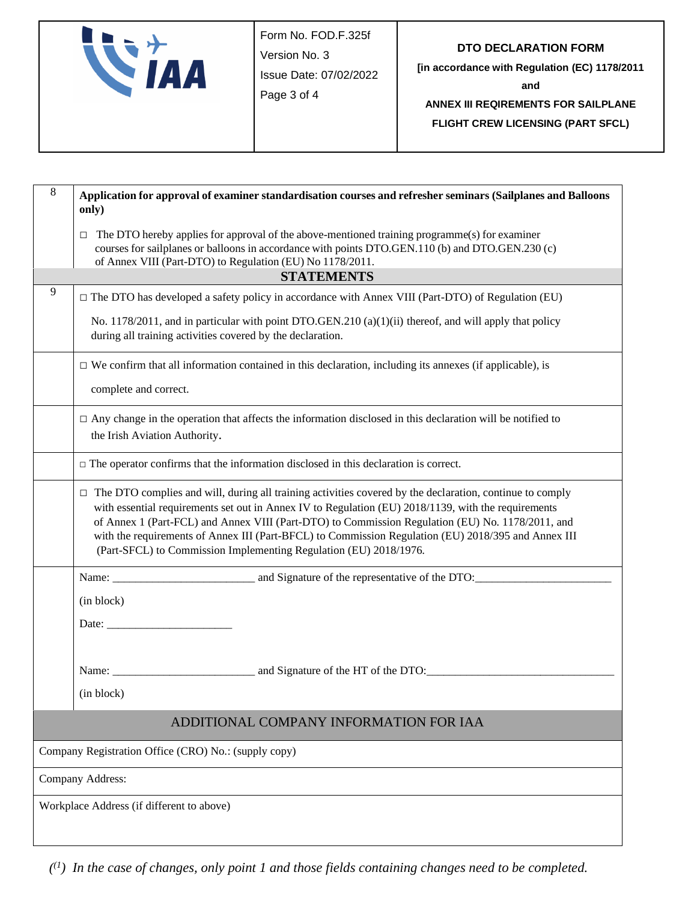| | |
|---|---|
| 8 | **Application for approval of examiner standardisation courses and refresher seminars (Sailplanes and Balloons only)**<br><br>□ The DTO hereby applies for approval of the above-mentioned training programme(s) for examiner courses for sailplanes or balloons in accordance with points DTO.GEN.110 (b) and DTO.GEN.230 (c) of Annex VIII (Part-DTO) to Regulation (EU) No 1178/2011. |
| | **STATEMENTS** |
| 9 | □ The DTO has developed a safety policy in accordance with Annex VIII (Part-DTO) of Regulation (EU) No. 1178/2011, and in particular with point DTO.GEN.210 (a)(1)(ii) thereof, and will apply that policy during all training activities covered by the declaration. |
| | □ We confirm that all information contained in this declaration, including its annexes (if applicable), is complete and correct. |
| | □ Any change in the operation that affects the information disclosed in this declaration will be notified to the Irish Aviation Authority. |
| | □ The operator confirms that the information disclosed in this declaration is correct. |
| | □ The DTO complies and will, during all training activities covered by the declaration, continue to comply with essential requirements set out in Annex IV to Regulation (EU) 2018/1139, with the requirements of Annex 1 (Part-FCL) and Annex VIII (Part-DTO) to Commission Regulation (EU) No. 1178/2011, and with the requirements of Annex III (Part-BFCL) to Commission Regulation (EU) 2018/395 and Annex III (Part-SFCL) to Commission Implementing Regulation (EU) 2018/1976. |
| | Name: ________________________ and Signature of the representative of the DTO:________________________<br>(in block)<br>Date: ______________________<br><br>Name: ________________________ and Signature of the HT of the DTO:_________________________________<br>(in block) |

| ADDITIONAL COMPANY INFORMATION FOR IAA |
|---|
| Company Registration Office (CRO) No.: (supply copy) |
| Company Address: |
| Workplace Address (if different to above) |

*([1]) In the case of changes, only point 1 and those fields containing changes need to be completed.*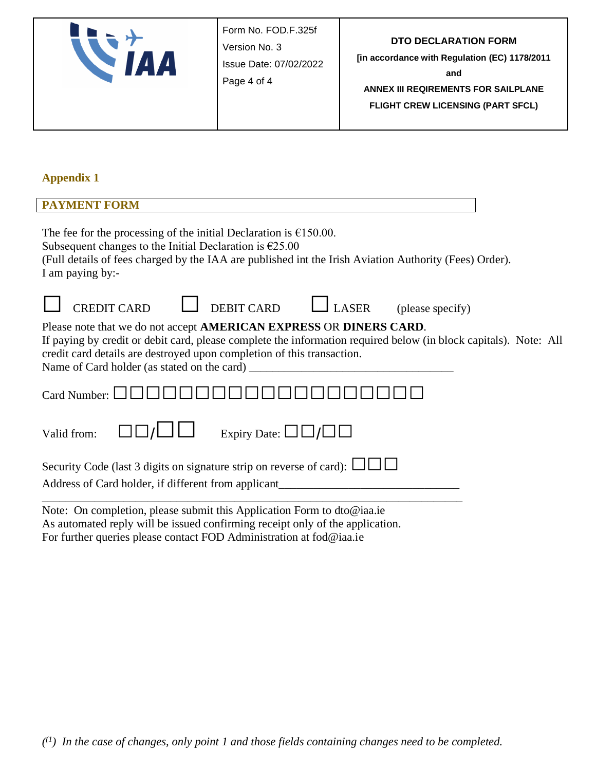| | | |
|---|---|---|
| IAA | Form No. FOD.F.325f<br>Version No. 3<br>Issue Date: 07/02/2022 | **DTO DECLARATION FORM**<br>**[in accordance with Regulation (EC) 1178/2011**<br>**and**<br>**ANNEX III REQIREMENTS FOR SAILPLANE FLIGHT CREW LICENSING (PART SFCL)** |

## Appendix 1

### PAYMENT FORM

The fee for the processing of the initial Declaration is €150.00.
Subsequent changes to the Initial Declaration is €25.00
(Full details of fees charged by the IAA are published int the Irish Aviation Authority (Fees) Order).
I am paying by:-

☐ CREDIT CARD ☐ DEBIT CARD ☐ LASER (please specify)

Please note that we do not accept **AMERICAN EXPRESS** OR **DINERS CARD**.
If paying by credit or debit card, please complete the information required below (in block capitals). Note: All credit card details are destroyed upon completion of this transaction.
Name of Card holder (as stated on the card) _________________________________

Card Number: ☐☐☐☐☐☐☐☐☐☐☐☐☐☐☐☐☐☐☐

Valid from: ☐☐/☐☐ Expiry Date: ☐☐/☐☐

Security Code (last 3 digits on signature strip on reverse of card): ☐☐☐
Address of Card holder, if different from applicant______________________________
_______________________________________________________________________

Note: On completion, please submit this Application Form to dto@iaa.ie
As automated reply will be issued confirming receipt only of the application.
For further queries please contact FOD Administration at fod@iaa.ie

([1]) *In the case of changes, only point 1 and those fields containing changes need to be completed.*